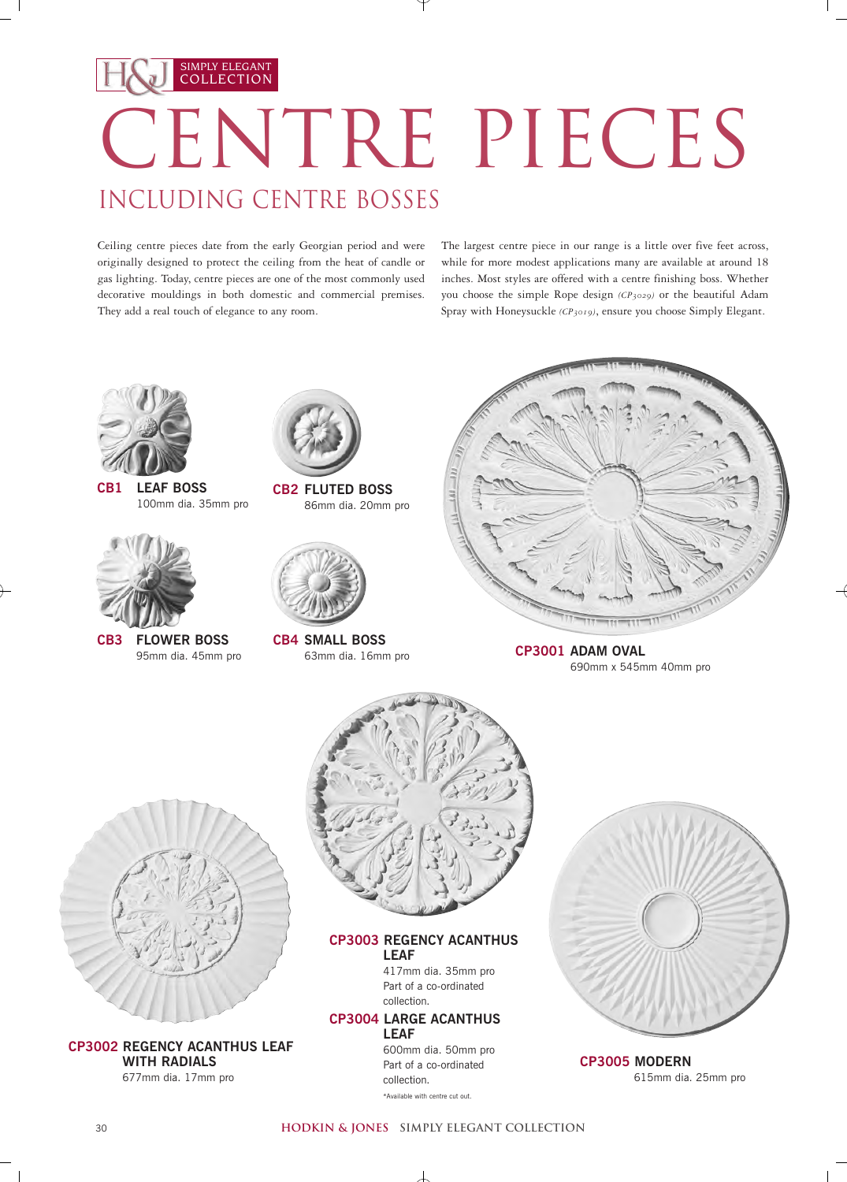H&J SIMPLY ELEGANT COLLECTION

# CENTRE PIECES

## INCLUDING CENTRE BOSSES

Ceiling centre pieces date from the early Georgian period and were originally designed to protect the ceiling from the heat of candle or gas lighting. Today, centre pieces are one of the most commonly used decorative mouldings in both domestic and commercial premises. They add a real touch of elegance to any room.

The largest centre piece in our range is a little over five feet across, while for more modest applications many are available at around 18 inches. Most styles are offered with a centre finishing boss. Whether you choose the simple Rope design *(CP3029)* or the beautiful Adam Spray with Honeysuckle *(CP3019)*, ensure you choose Simply Elegant.

**CB1 LEAF BOSS**
100mm dia. 35mm pro

**CB2 FLUTED BOSS**
86mm dia. 20mm pro

**CB3 FLOWER BOSS**
95mm dia. 45mm pro

**CB4 SMALL BOSS**
63mm dia. 16mm pro

**CP3001 ADAM OVAL**
690mm x 545mm 40mm pro

**CP3002 REGENCY ACANTHUS LEAF WITH RADIALS**
677mm dia. 17mm pro

**CP3003 REGENCY ACANTHUS LEAF**
417mm dia. 35mm pro
Part of a co-ordinated collection.

**CP3004 LARGE ACANTHUS LEAF**
600mm dia. 50mm pro
Part of a co-ordinated collection.
*Available with centre cut out.

**CP3005 MODERN**
615mm dia. 25mm pro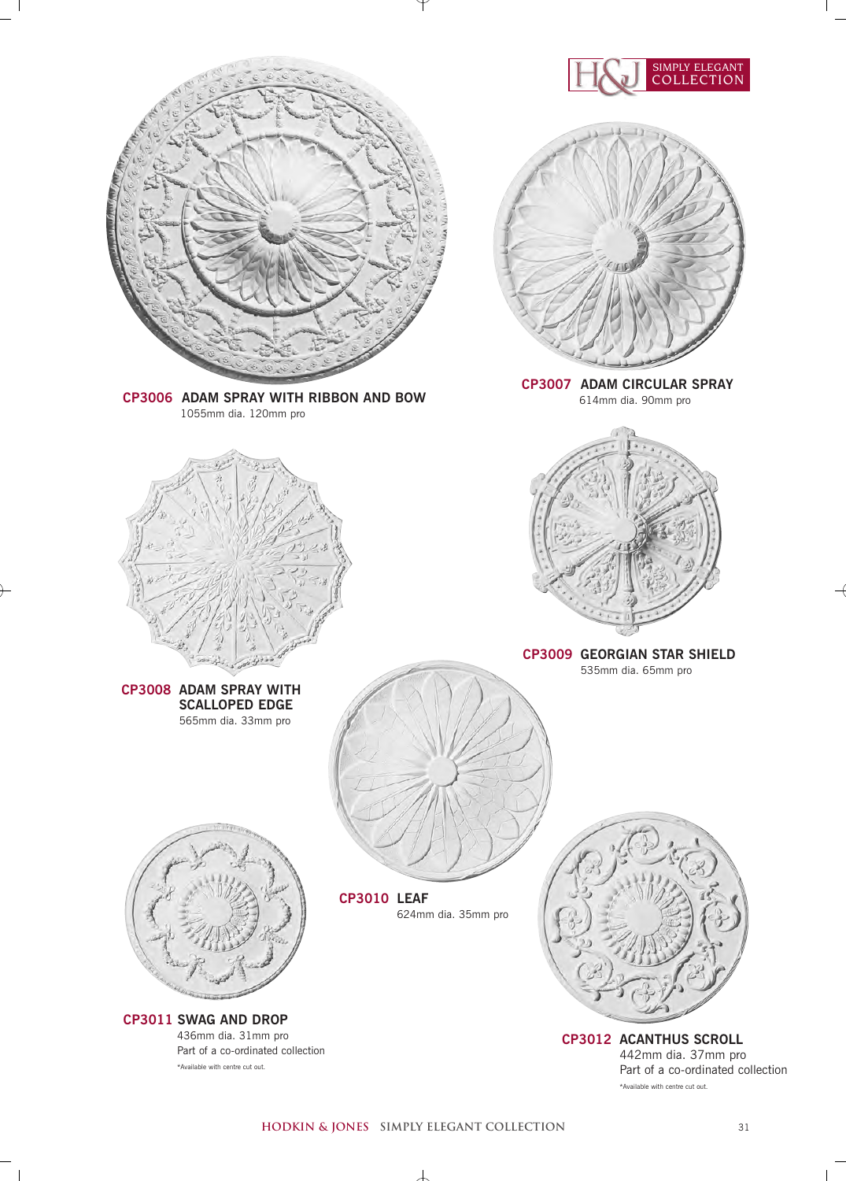H&J SIMPLY ELEGANT COLLECTION

**CP3006 ADAM SPRAY WITH RIBBON AND BOW**
1055mm dia. 120mm pro

**CP3007 ADAM CIRCULAR SPRAY**
614mm dia. 90mm pro

**CP3008 ADAM SPRAY WITH SCALLOPED EDGE**
565mm dia. 33mm pro

**CP3009 GEORGIAN STAR SHIELD**
535mm dia. 65mm pro

**CP3010 LEAF**
624mm dia. 35mm pro

**CP3011 SWAG AND DROP**
436mm dia. 31mm pro
Part of a co-ordinated collection
*Available with centre cut out.

**CP3012 ACANTHUS SCROLL**
442mm dia. 37mm pro
Part of a co-ordinated collection
*Available with centre cut out.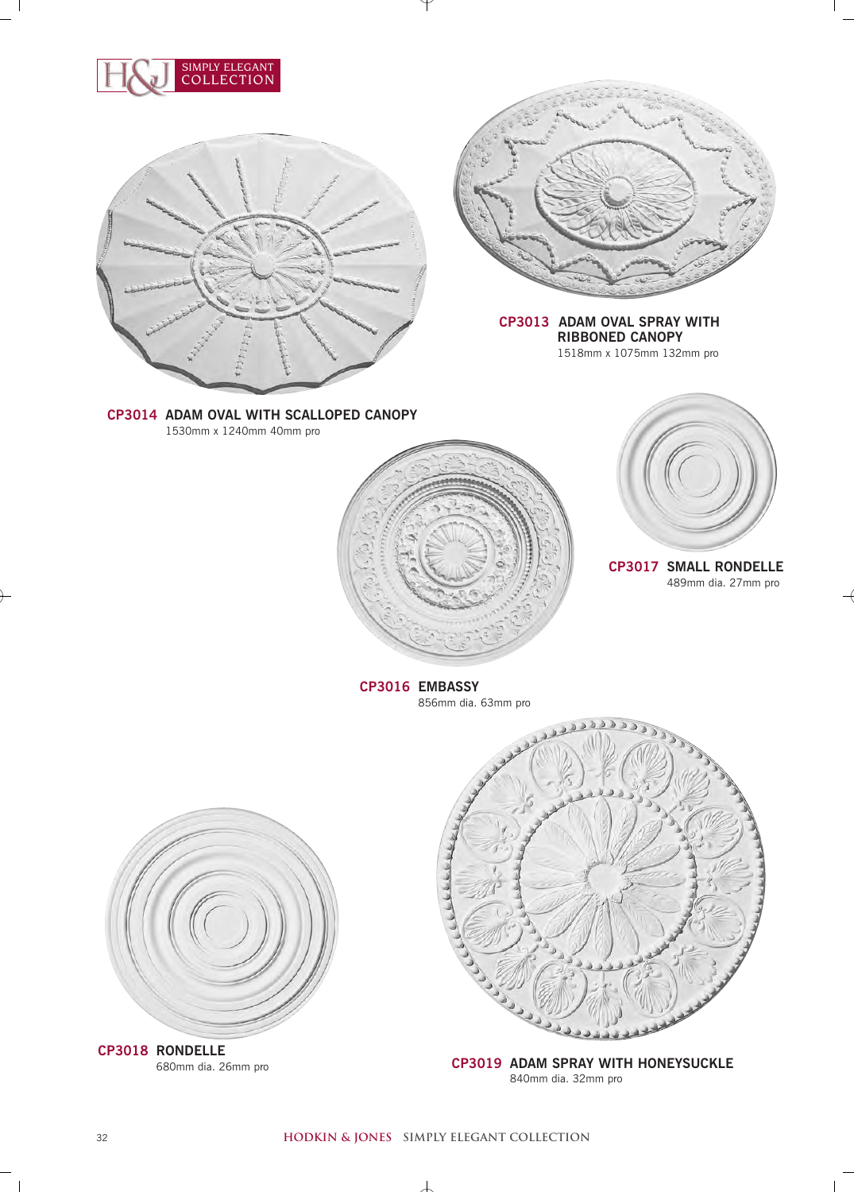**CP3013 ADAM OVAL SPRAY WITH RIBBONED CANOPY**
1518mm x 1075mm 132mm pro

**CP3014 ADAM OVAL WITH SCALLOPED CANOPY**
1530mm x 1240mm 40mm pro

**CP3017 SMALL RONDELLE**
489mm dia. 27mm pro

**CP3016 EMBASSY**
856mm dia. 63mm pro

**CP3018 RONDELLE**
680mm dia. 26mm pro

**CP3019 ADAM SPRAY WITH HONEYSUCKLE**
840mm dia. 32mm pro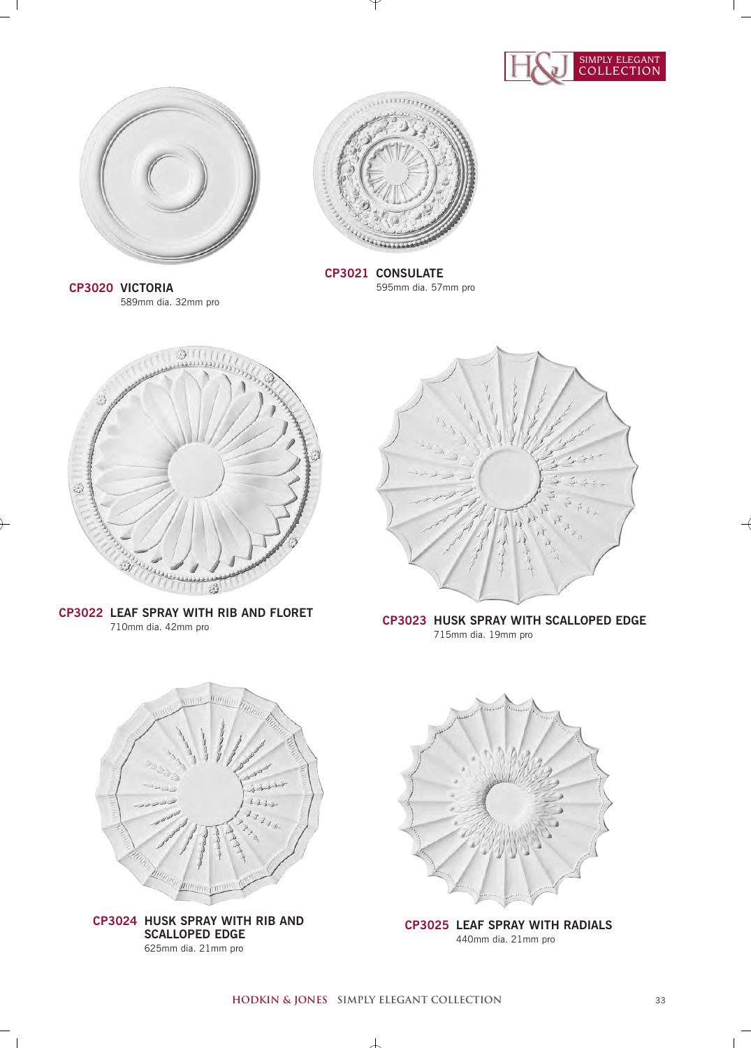**CP3020 VICTORIA**
589mm dia. 32mm pro

**CP3021 CONSULATE**
595mm dia. 57mm pro

**CP3022 LEAF SPRAY WITH RIB AND FLORET**
710mm dia. 42mm pro

**CP3023 HUSK SPRAY WITH SCALLOPED EDGE**
715mm dia. 19mm pro

**CP3024 HUSK SPRAY WITH RIB AND SCALLOPED EDGE**
625mm dia. 21mm pro

**CP3025 LEAF SPRAY WITH RADIALS**
440mm dia. 21mm pro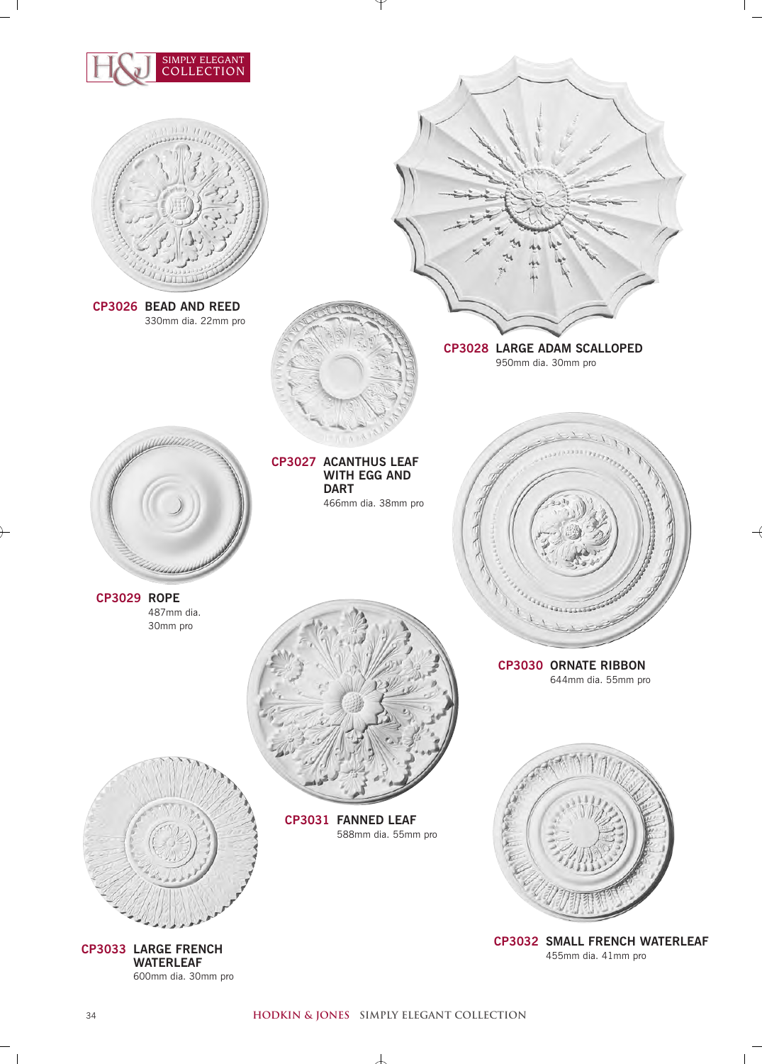**CP3026 BEAD AND REED**
330mm dia. 22mm pro

**CP3028 LARGE ADAM SCALLOPED**
950mm dia. 30mm pro

**CP3027 ACANTHUS LEAF WITH EGG AND DART**
466mm dia. 38mm pro

**CP3029 ROPE**
487mm dia.
30mm pro

**CP3030 ORNATE RIBBON**
644mm dia. 55mm pro

**CP3031 FANNED LEAF**
588mm dia. 55mm pro

**CP3033 LARGE FRENCH WATERLEAF**
600mm dia. 30mm pro

**CP3032 SMALL FRENCH WATERLEAF**
455mm dia. 41mm pro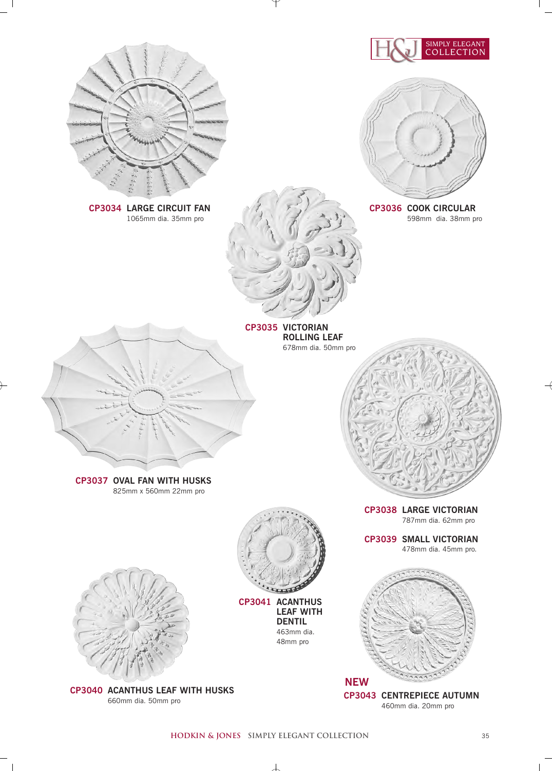SIMPLY ELEGANT COLLECTION

**CP3034 LARGE CIRCUIT FAN**
1065mm dia. 35mm pro

**CP3036 COOK CIRCULAR**
598mm dia. 38mm pro

**CP3035 VICTORIAN ROLLING LEAF**
678mm dia. 50mm pro

**CP3037 OVAL FAN WITH HUSKS**
825mm x 560mm 22mm pro

**CP3038 LARGE VICTORIAN**
787mm dia. 62mm pro

**CP3039 SMALL VICTORIAN**
478mm dia. 45mm pro.

**CP3041 ACANTHUS LEAF WITH DENTIL**
463mm dia.
48mm pro

**CP3040 ACANTHUS LEAF WITH HUSKS**
660mm dia. 50mm pro

**NEW**

**CP3043 CENTREPIECE AUTUMN**
460mm dia. 20mm pro